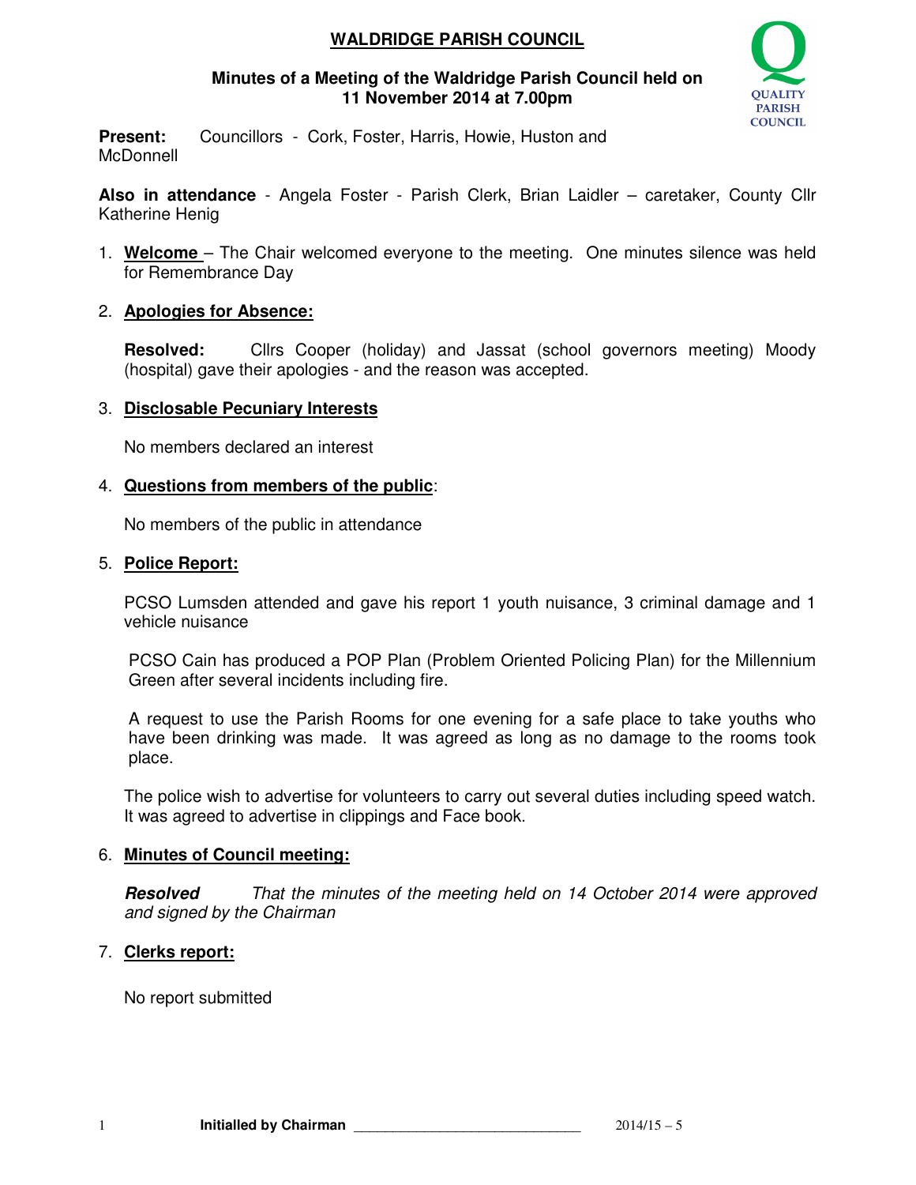# WALDRIDGE PARISH COUNCIL

**Minutes of a Meeting of the Waldridge Parish Council held on 11 November 2014 at 7.00pm**

QUALITY PARISH COUNCIL

**Present:** Councillors - Cork, Foster, Harris, Howie, Huston and McDonnell

**Also in attendance** - Angela Foster - Parish Clerk, Brian Laidler – caretaker, County Cllr Katherine Henig

1. **Welcome** – The Chair welcomed everyone to the meeting. One minutes silence was held for Remembrance Day

2. **Apologies for Absence:**

   **Resolved:** Cllrs Cooper (holiday) and Jassat (school governors meeting) Moody (hospital) gave their apologies - and the reason was accepted.

3. **Disclosable Pecuniary Interests**

   No members declared an interest

4. **Questions from members of the public**:

   No members of the public in attendance

5. **Police Report:**

   PCSO Lumsden attended and gave his report 1 youth nuisance, 3 criminal damage and 1 vehicle nuisance

   PCSO Cain has produced a POP Plan (Problem Oriented Policing Plan) for the Millennium Green after several incidents including fire.

   A request to use the Parish Rooms for one evening for a safe place to take youths who have been drinking was made. It was agreed as long as no damage to the rooms took place.

   The police wish to advertise for volunteers to carry out several duties including speed watch. It was agreed to advertise in clippings and Face book.

6. **Minutes of Council meeting:**

   ***Resolved*** *That the minutes of the meeting held on 14 October 2014 were approved and signed by the Chairman*

7. **Clerks report:**

   No report submitted

**Initialled by Chairman** ______________________________ 2014/15 – 5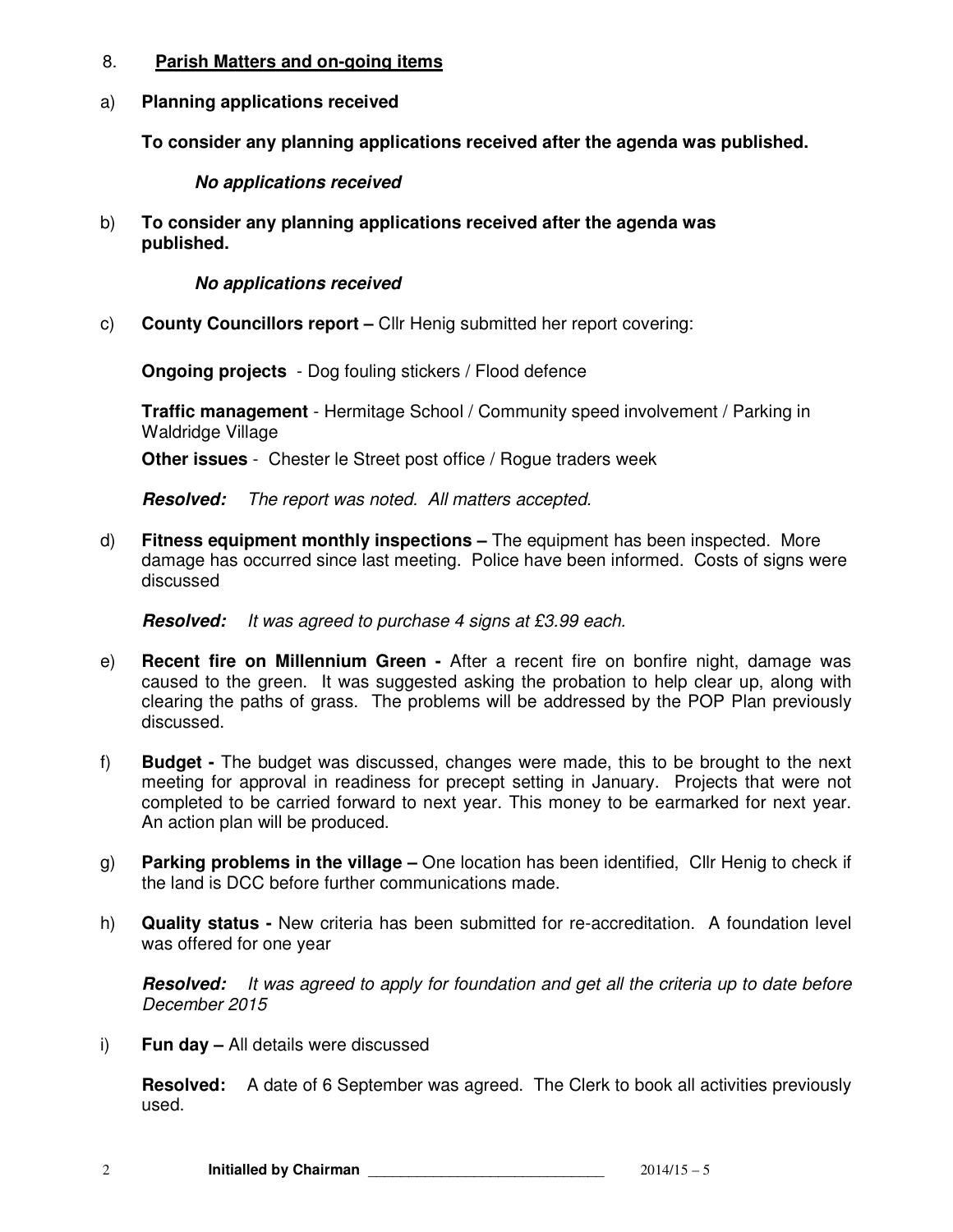8. **Parish Matters and on-going items**

a) **Planning applications received**

**To consider any planning applications received after the agenda was published.**

***No applications received***

b) **To consider any planning applications received after the agenda was published.**

***No applications received***

c) **County Councillors report –** Cllr Henig submitted her report covering:

**Ongoing projects** - Dog fouling stickers / Flood defence

**Traffic management** - Hermitage School / Community speed involvement / Parking in Waldridge Village

**Other issues** - Chester le Street post office / Rogue traders week

***Resolved:*** *The report was noted. All matters accepted.*

d) **Fitness equipment monthly inspections –** The equipment has been inspected. More damage has occurred since last meeting. Police have been informed. Costs of signs were discussed

***Resolved:*** *It was agreed to purchase 4 signs at £3.99 each.*

e) **Recent fire on Millennium Green -** After a recent fire on bonfire night, damage was caused to the green. It was suggested asking the probation to help clear up, along with clearing the paths of grass. The problems will be addressed by the POP Plan previously discussed.

f) **Budget -** The budget was discussed, changes were made, this to be brought to the next meeting for approval in readiness for precept setting in January. Projects that were not completed to be carried forward to next year. This money to be earmarked for next year. An action plan will be produced.

g) **Parking problems in the village –** One location has been identified, Cllr Henig to check if the land is DCC before further communications made.

h) **Quality status -** New criteria has been submitted for re-accreditation. A foundation level was offered for one year

***Resolved:*** *It was agreed to apply for foundation and get all the criteria up to date before December 2015*

i) **Fun day –** All details were discussed

**Resolved:** A date of 6 September was agreed. The Clerk to book all activities previously used.

**Initialled by Chairman** ______________________________ 2014/15 – 5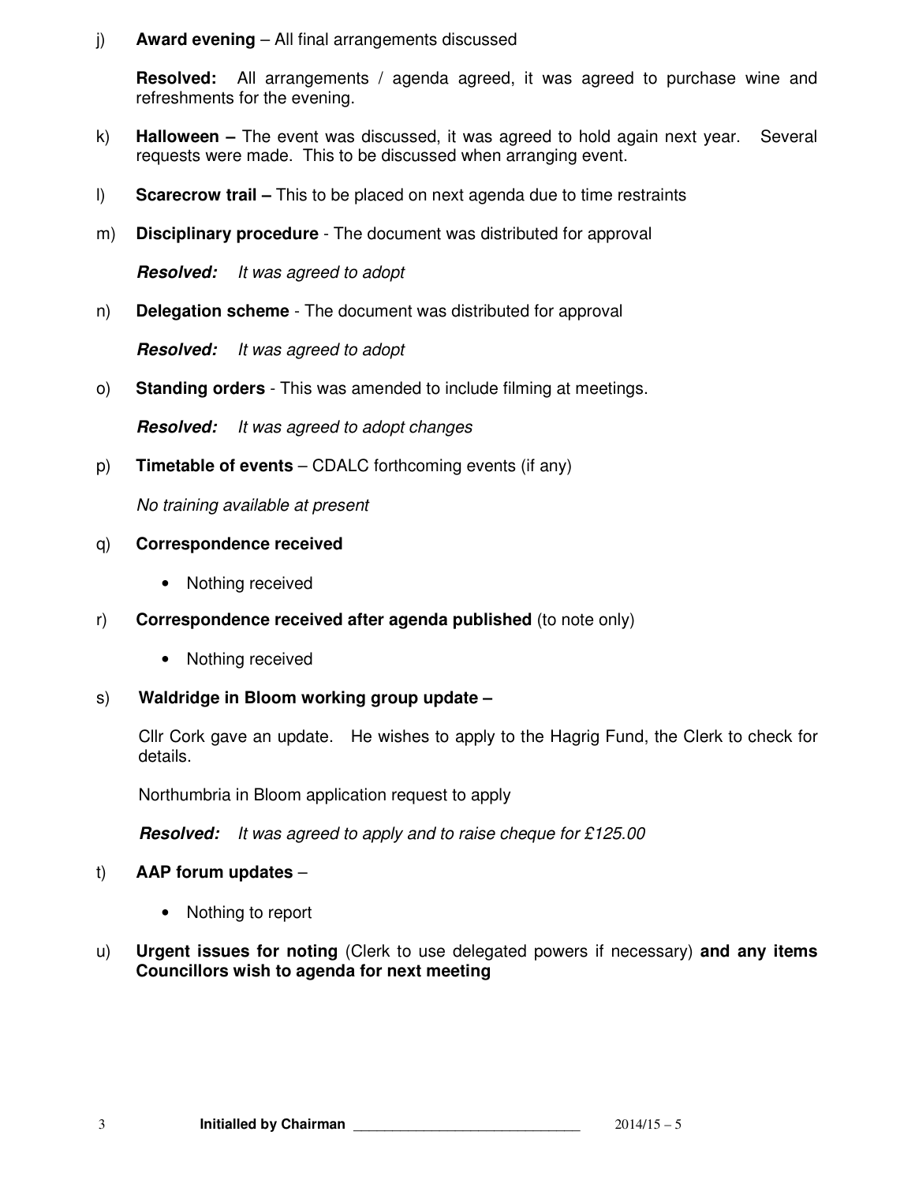j) **Award evening** – All final arrangements discussed

**Resolved:** All arrangements / agenda agreed, it was agreed to purchase wine and refreshments for the evening.

k) **Halloween –** The event was discussed, it was agreed to hold again next year. Several requests were made. This to be discussed when arranging event.

l) **Scarecrow trail –** This to be placed on next agenda due to time restraints

m) **Disciplinary procedure** - The document was distributed for approval

***Resolved:*** *It was agreed to adopt*

n) **Delegation scheme** - The document was distributed for approval

***Resolved:*** *It was agreed to adopt*

o) **Standing orders** - This was amended to include filming at meetings.

***Resolved:*** *It was agreed to adopt changes*

p) **Timetable of events** – CDALC forthcoming events (if any)

*No training available at present*

q) **Correspondence received**

- Nothing received

r) **Correspondence received after agenda published** (to note only)

- Nothing received

s) **Waldridge in Bloom working group update –**

Cllr Cork gave an update. He wishes to apply to the Hagrig Fund, the Clerk to check for details.

Northumbria in Bloom application request to apply

***Resolved:*** *It was agreed to apply and to raise cheque for £125.00*

t) **AAP forum updates** –

- Nothing to report

u) **Urgent issues for noting** (Clerk to use delegated powers if necessary) **and any items Councillors wish to agenda for next meeting**

**Initialled by Chairman** _____________________________ 2014/15 – 5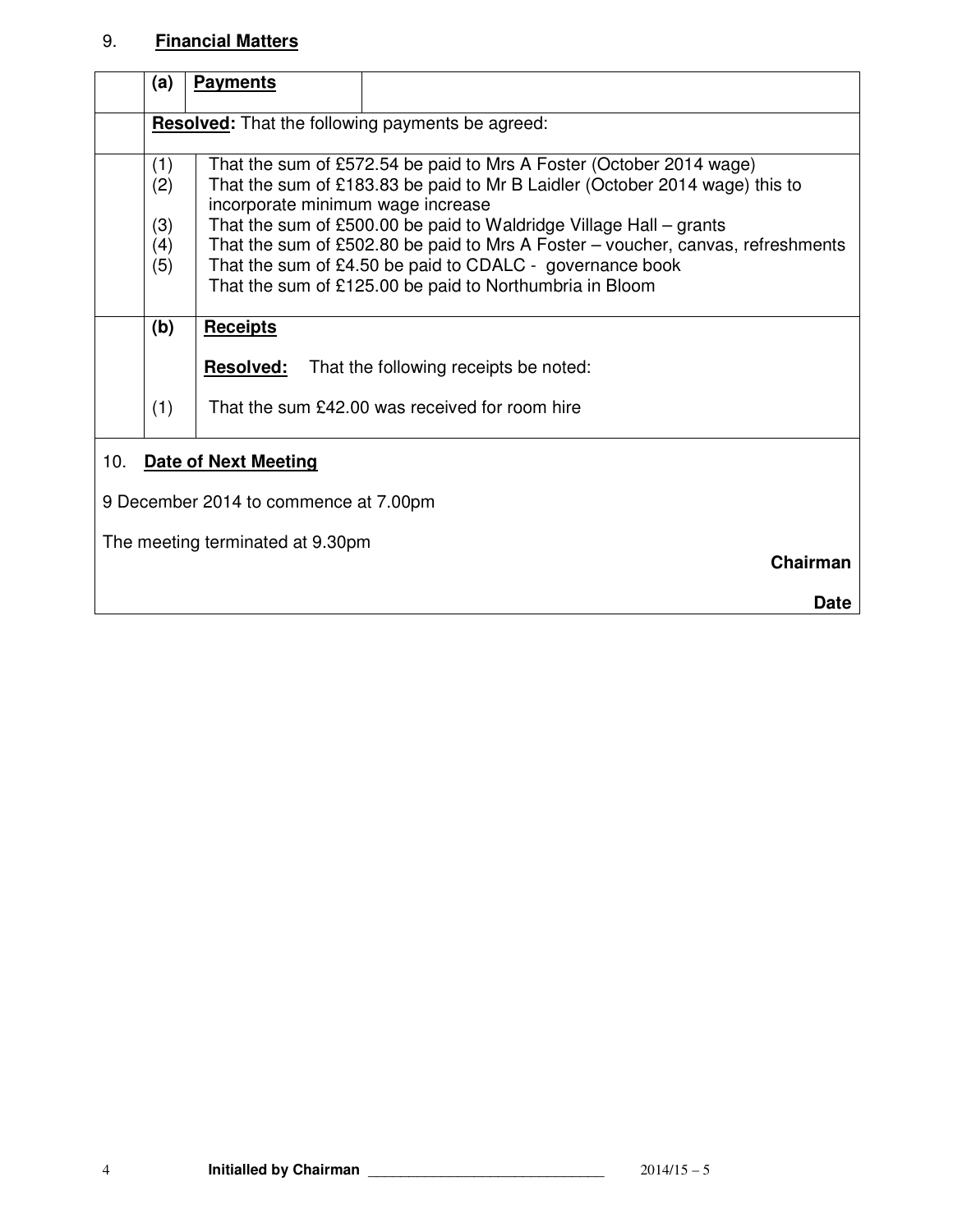## 9. **Financial Matters**

**(a) Payments**

**Resolved:** That the following payments be agreed:

(1) That the sum of £572.54 be paid to Mrs A Foster (October 2014 wage)
(2) That the sum of £183.83 be paid to Mr B Laidler (October 2014 wage) this to incorporate minimum wage increase
(3) That the sum of £500.00 be paid to Waldridge Village Hall – grants
(4) That the sum of £502.80 be paid to Mrs A Foster – voucher, canvas, refreshments
(5) That the sum of £4.50 be paid to CDALC - governance book
That the sum of £125.00 be paid to Northumbria in Bloom

**(b) Receipts**

**Resolved:** That the following receipts be noted:

(1) That the sum £42.00 was received for room hire

## 10. **Date of Next Meeting**

9 December 2014 to commence at 7.00pm

The meeting terminated at 9.30pm

**Chairman**

**Date**

**Initialled by Chairman** ______________________________ 2014/15 – 5